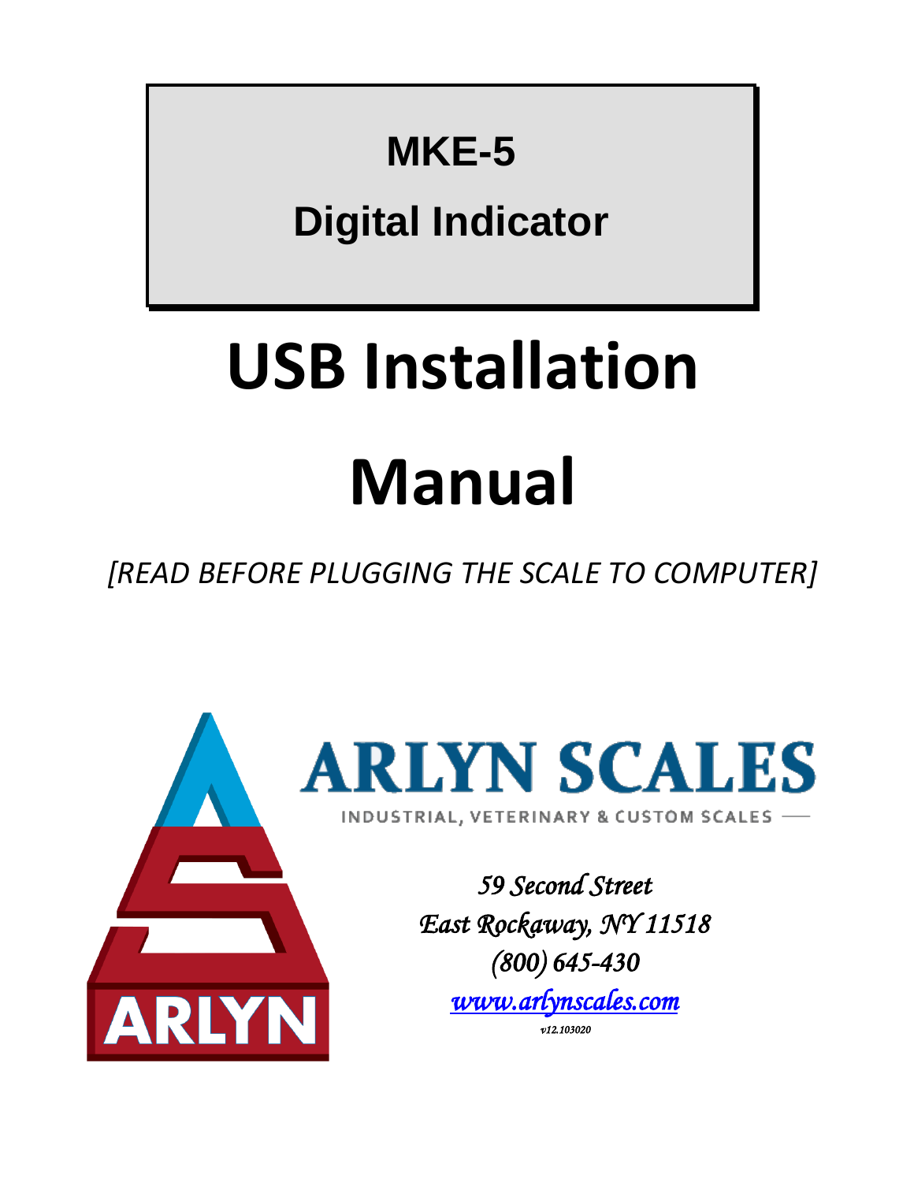# MKE-5

## Digital Indicator

# USB Installation Manual

*[READ BEFORE PLUGGING THE SCALE TO COMPUTER]*

ARLYN SCALES

INDUSTRIAL, VETERINARY & CUSTOM SCALES

ARLYN

*59 Second Street*
*East Rockaway, NY 11518*
*(800) 645-430*
*[www.arlynscales.com](http://www.arlynscales.com)*

*v12.103020*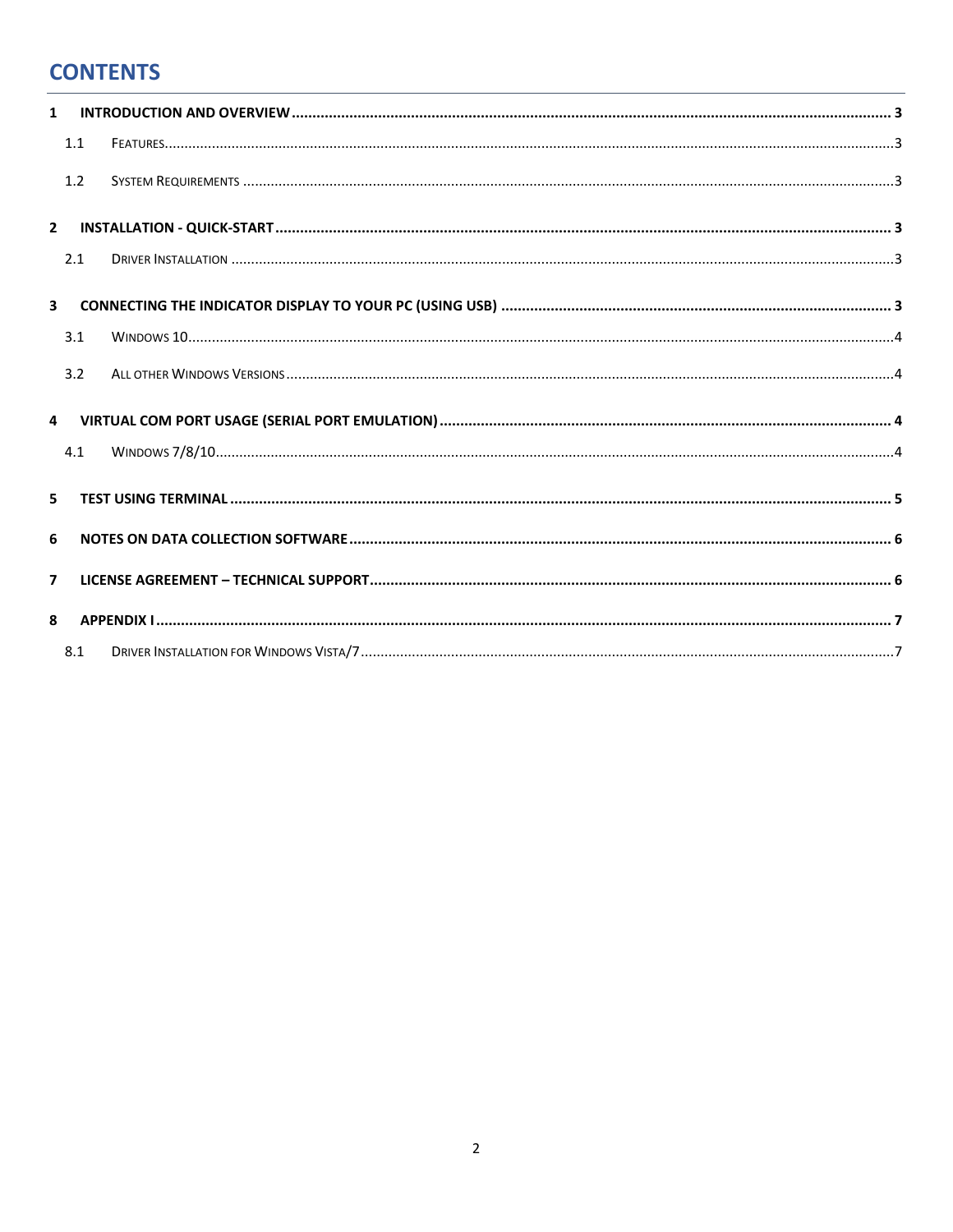# CONTENTS

**1 INTRODUCTION AND OVERVIEW ... 3**

- 1.1 FEATURES ... 3
- 1.2 SYSTEM REQUIREMENTS ... 3

**2 INSTALLATION - QUICK-START ... 3**

- 2.1 DRIVER INSTALLATION ... 3

**3 CONNECTING THE INDICATOR DISPLAY TO YOUR PC (USING USB) ... 3**

- 3.1 WINDOWS 10 ... 4
- 3.2 ALL OTHER WINDOWS VERSIONS ... 4

**4 VIRTUAL COM PORT USAGE (SERIAL PORT EMULATION) ... 4**

- 4.1 WINDOWS 7/8/10 ... 4

**5 TEST USING TERMINAL ... 5**

**6 NOTES ON DATA COLLECTION SOFTWARE ... 6**

**7 LICENSE AGREEMENT – TECHNICAL SUPPORT ... 6**

**8 APPENDIX I ... 7**

- 8.1 DRIVER INSTALLATION FOR WINDOWS VISTA/7 ... 7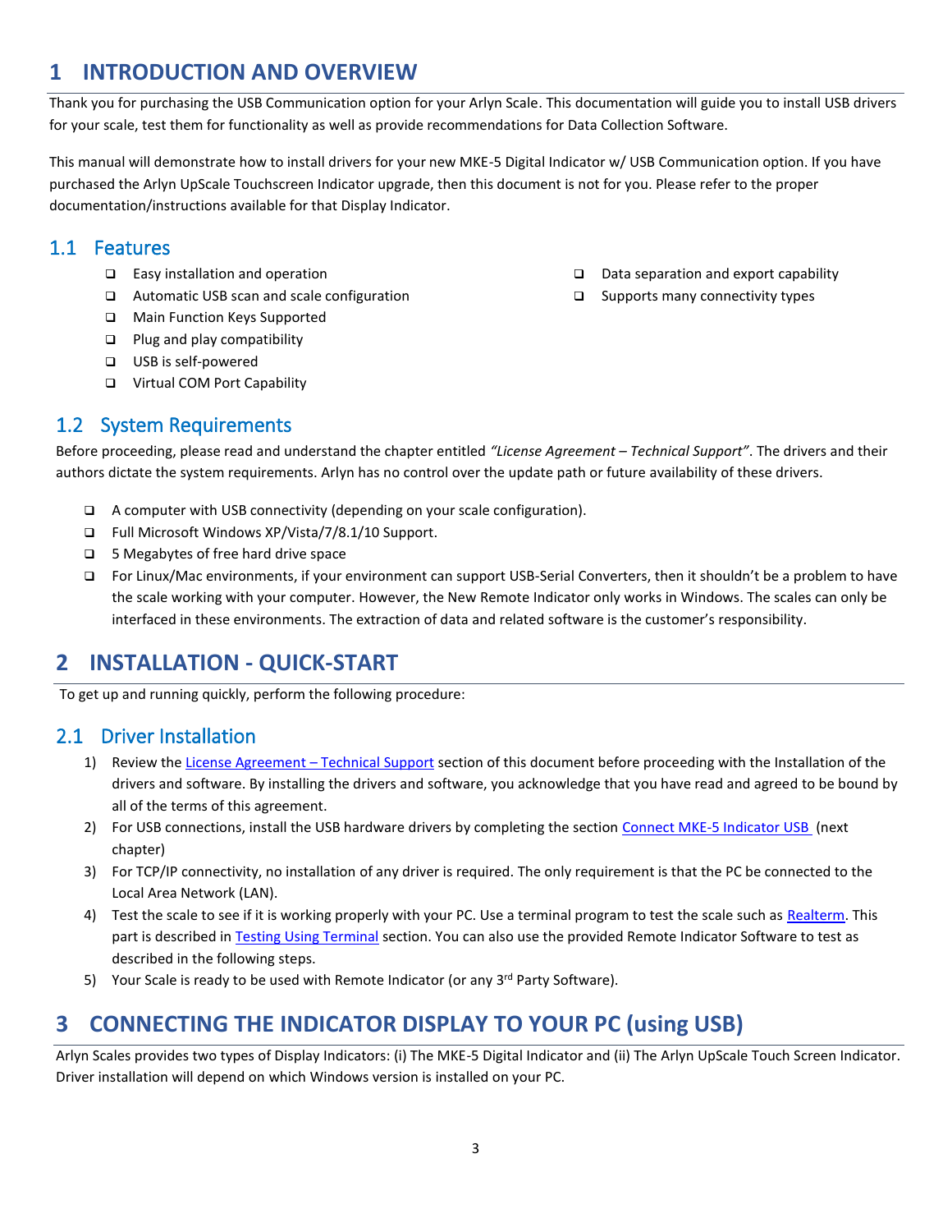# 1 INTRODUCTION AND OVERVIEW

Thank you for purchasing the USB Communication option for your Arlyn Scale. This documentation will guide you to install USB drivers for your scale, test them for functionality as well as provide recommendations for Data Collection Software.

This manual will demonstrate how to install drivers for your new MKE-5 Digital Indicator w/ USB Communication option. If you have purchased the Arlyn UpScale Touchscreen Indicator upgrade, then this document is not for you. Please refer to the proper documentation/instructions available for that Display Indicator.

## 1.1 Features

- Easy installation and operation
- Automatic USB scan and scale configuration
- Main Function Keys Supported
- Plug and play compatibility
- USB is self-powered
- Virtual COM Port Capability
- Data separation and export capability
- Supports many connectivity types

## 1.2 System Requirements

Before proceeding, please read and understand the chapter entitled *"License Agreement – Technical Support"*. The drivers and their authors dictate the system requirements. Arlyn has no control over the update path or future availability of these drivers.

- A computer with USB connectivity (depending on your scale configuration).
- Full Microsoft Windows XP/Vista/7/8.1/10 Support.
- 5 Megabytes of free hard drive space
- For Linux/Mac environments, if your environment can support USB-Serial Converters, then it shouldn't be a problem to have the scale working with your computer. However, the New Remote Indicator only works in Windows. The scales can only be interfaced in these environments. The extraction of data and related software is the customer's responsibility.

# 2 INSTALLATION - QUICK-START

To get up and running quickly, perform the following procedure:

## 2.1 Driver Installation

1) Review the License Agreement – Technical Support section of this document before proceeding with the Installation of the drivers and software. By installing the drivers and software, you acknowledge that you have read and agreed to be bound by all of the terms of this agreement.
2) For USB connections, install the USB hardware drivers by completing the section Connect MKE-5 Indicator USB (next chapter)
3) For TCP/IP connectivity, no installation of any driver is required. The only requirement is that the PC be connected to the Local Area Network (LAN).
4) Test the scale to see if it is working properly with your PC. Use a terminal program to test the scale such as Realterm. This part is described in Testing Using Terminal section. You can also use the provided Remote Indicator Software to test as described in the following steps.
5) Your Scale is ready to be used with Remote Indicator (or any 3rd Party Software).

# 3 CONNECTING THE INDICATOR DISPLAY TO YOUR PC (using USB)

Arlyn Scales provides two types of Display Indicators: (i) The MKE-5 Digital Indicator and (ii) The Arlyn UpScale Touch Screen Indicator. Driver installation will depend on which Windows version is installed on your PC.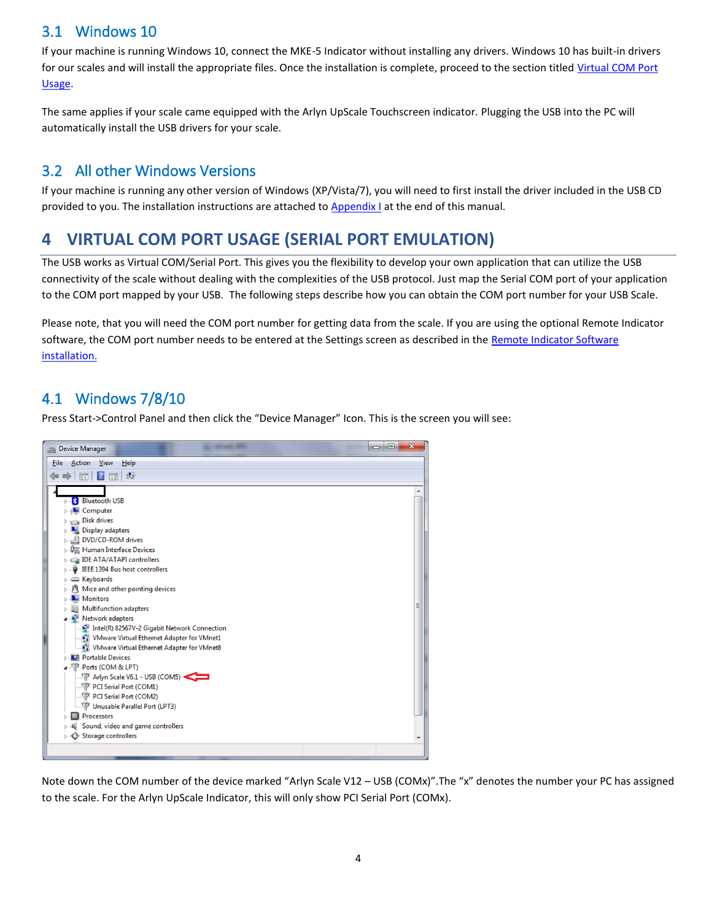## 3.1 Windows 10

If your machine is running Windows 10, connect the MKE-5 Indicator without installing any drivers. Windows 10 has built-in drivers for our scales and will install the appropriate files. Once the installation is complete, proceed to the section titled [Virtual COM Port Usage](#).

The same applies if your scale came equipped with the Arlyn UpScale Touchscreen indicator. Plugging the USB into the PC will automatically install the USB drivers for your scale.

## 3.2 All other Windows Versions

If your machine is running any other version of Windows (XP/Vista/7), you will need to first install the driver included in the USB CD provided to you. The installation instructions are attached to [Appendix I](#) at the end of this manual.

# 4 VIRTUAL COM PORT USAGE (SERIAL PORT EMULATION)

The USB works as Virtual COM/Serial Port. This gives you the flexibility to develop your own application that can utilize the USB connectivity of the scale without dealing with the complexities of the USB protocol. Just map the Serial COM port of your application to the COM port mapped by your USB. The following steps describe how you can obtain the COM port number for your USB Scale.

Please note, that you will need the COM port number for getting data from the scale. If you are using the optional Remote Indicator software, the COM port number needs to be entered at the Settings screen as described in the [Remote Indicator Software installation.](#)

## 4.1 Windows 7/8/10

Press Start->Control Panel and then click the "Device Manager" Icon. This is the screen you will see:

Note down the COM number of the device marked "Arlyn Scale V12 – USB (COMx)".The "x" denotes the number your PC has assigned to the scale. For the Arlyn UpScale Indicator, this will only show PCI Serial Port (COMx).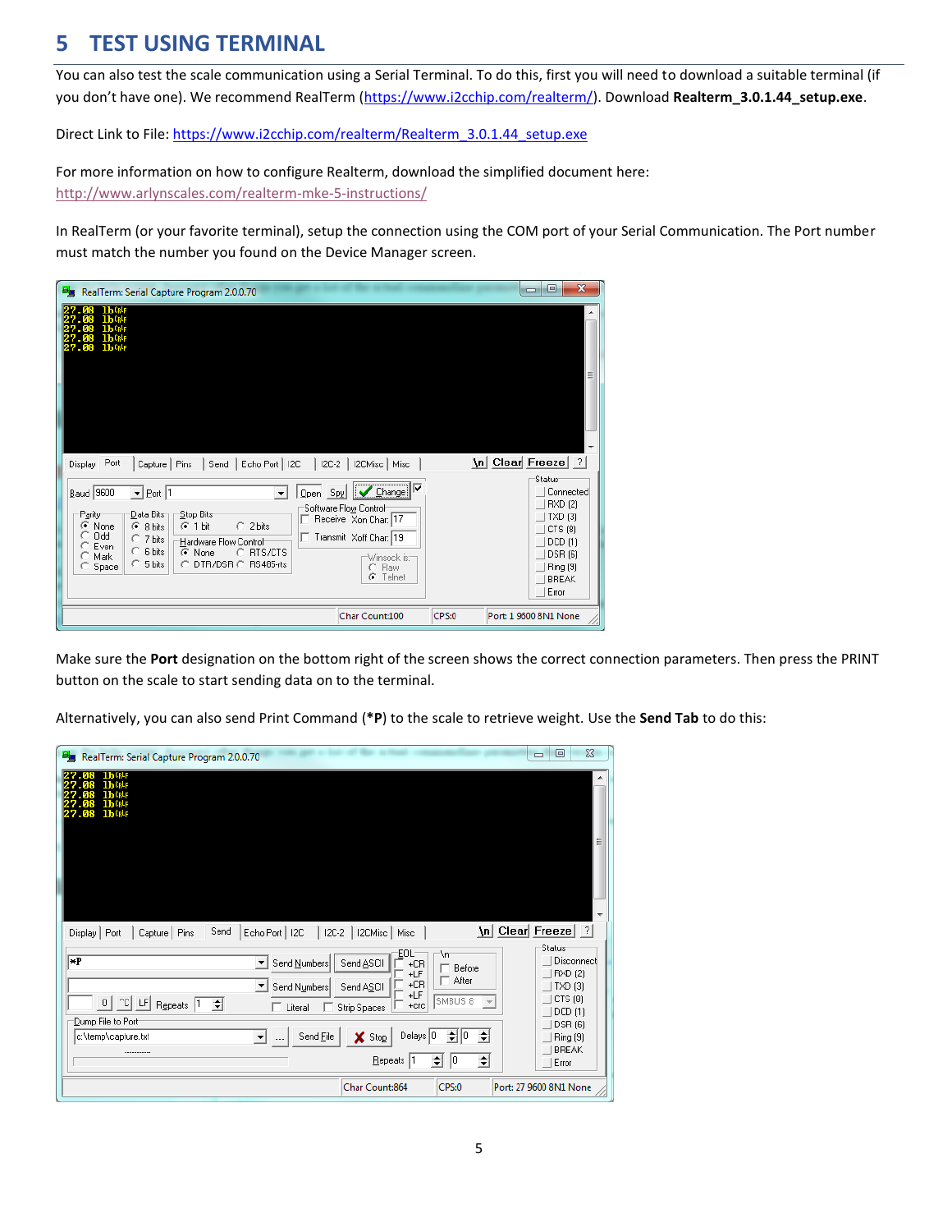# 5 TEST USING TERMINAL

You can also test the scale communication using a Serial Terminal. To do this, first you will need to download a suitable terminal (if you don't have one). We recommend RealTerm (https://www.i2cchip.com/realterm/). Download **Realterm_3.0.1.44_setup.exe**.

Direct Link to File: https://www.i2cchip.com/realterm/Realterm_3.0.1.44_setup.exe

For more information on how to configure Realterm, download the simplified document here: http://www.arlynscales.com/realterm-mke-5-instructions/

In RealTerm (or your favorite terminal), setup the connection using the COM port of your Serial Communication. The Port number must match the number you found on the Device Manager screen.

Make sure the **Port** designation on the bottom right of the screen shows the correct connection parameters. Then press the PRINT button on the scale to start sending data on to the terminal.

Alternatively, you can also send Print Command (**\*P**) to the scale to retrieve weight. Use the **Send Tab** to do this: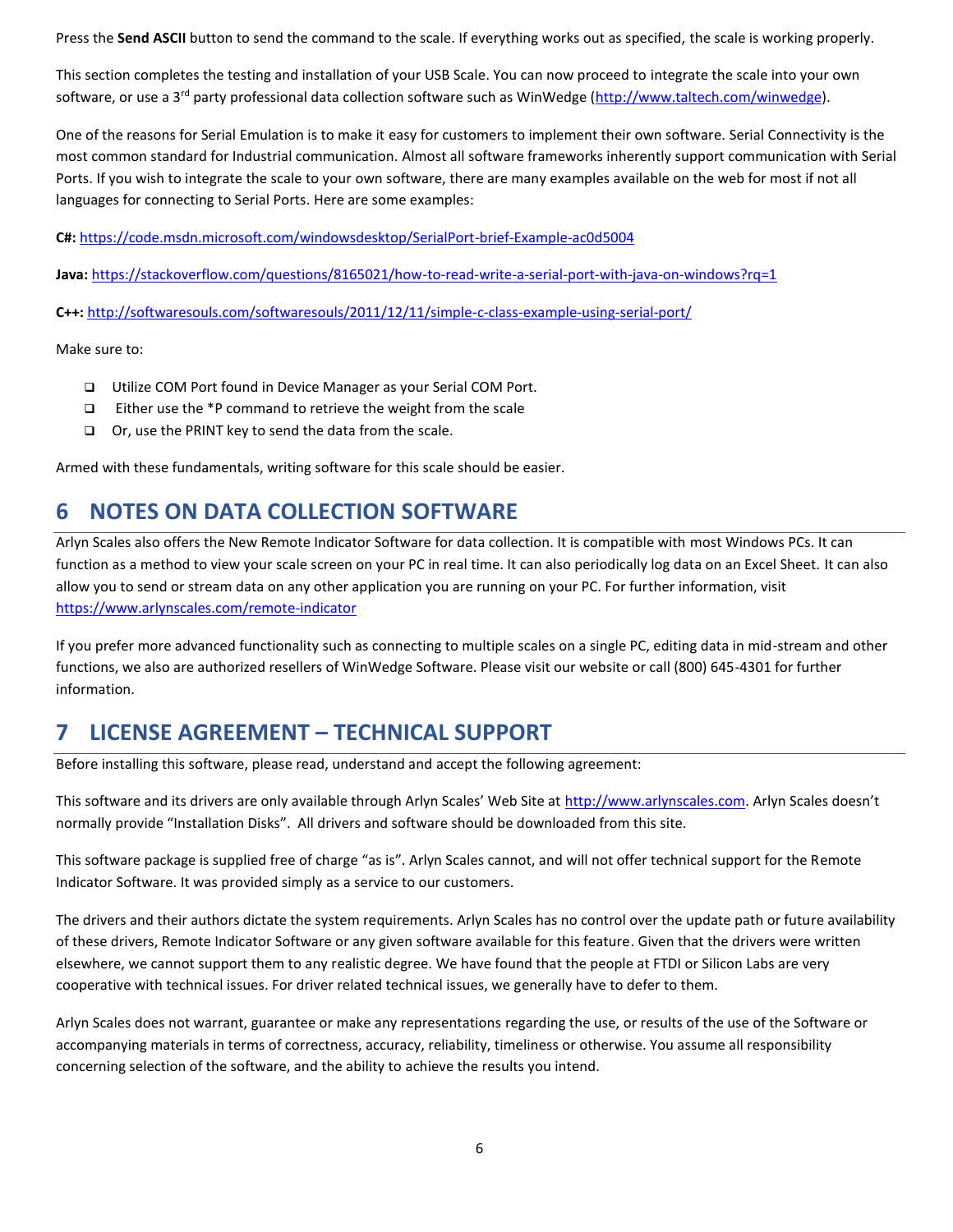Press the **Send ASCII** button to send the command to the scale. If everything works out as specified, the scale is working properly.

This section completes the testing and installation of your USB Scale. You can now proceed to integrate the scale into your own software, or use a 3rd party professional data collection software such as WinWedge (http://www.taltech.com/winwedge).

One of the reasons for Serial Emulation is to make it easy for customers to implement their own software. Serial Connectivity is the most common standard for Industrial communication. Almost all software frameworks inherently support communication with Serial Ports. If you wish to integrate the scale to your own software, there are many examples available on the web for most if not all languages for connecting to Serial Ports. Here are some examples:

**C#:** https://code.msdn.microsoft.com/windowsdesktop/SerialPort-brief-Example-ac0d5004

**Java:** https://stackoverflow.com/questions/8165021/how-to-read-write-a-serial-port-with-java-on-windows?rq=1

**C++:** http://softwaresouls.com/softwaresouls/2011/12/11/simple-c-class-example-using-serial-port/

Make sure to:

- Utilize COM Port found in Device Manager as your Serial COM Port.
- Either use the *P command to retrieve the weight from the scale
- Or, use the PRINT key to send the data from the scale.

Armed with these fundamentals, writing software for this scale should be easier.

# 6 NOTES ON DATA COLLECTION SOFTWARE

Arlyn Scales also offers the New Remote Indicator Software for data collection. It is compatible with most Windows PCs. It can function as a method to view your scale screen on your PC in real time. It can also periodically log data on an Excel Sheet. It can also allow you to send or stream data on any other application you are running on your PC. For further information, visit https://www.arlynscales.com/remote-indicator

If you prefer more advanced functionality such as connecting to multiple scales on a single PC, editing data in mid-stream and other functions, we also are authorized resellers of WinWedge Software. Please visit our website or call (800) 645-4301 for further information.

# 7 LICENSE AGREEMENT – TECHNICAL SUPPORT

Before installing this software, please read, understand and accept the following agreement:

This software and its drivers are only available through Arlyn Scales' Web Site at http://www.arlynscales.com. Arlyn Scales doesn't normally provide "Installation Disks". All drivers and software should be downloaded from this site.

This software package is supplied free of charge "as is". Arlyn Scales cannot, and will not offer technical support for the Remote Indicator Software. It was provided simply as a service to our customers.

The drivers and their authors dictate the system requirements. Arlyn Scales has no control over the update path or future availability of these drivers, Remote Indicator Software or any given software available for this feature. Given that the drivers were written elsewhere, we cannot support them to any realistic degree. We have found that the people at FTDI or Silicon Labs are very cooperative with technical issues. For driver related technical issues, we generally have to defer to them.

Arlyn Scales does not warrant, guarantee or make any representations regarding the use, or results of the use of the Software or accompanying materials in terms of correctness, accuracy, reliability, timeliness or otherwise. You assume all responsibility concerning selection of the software, and the ability to achieve the results you intend.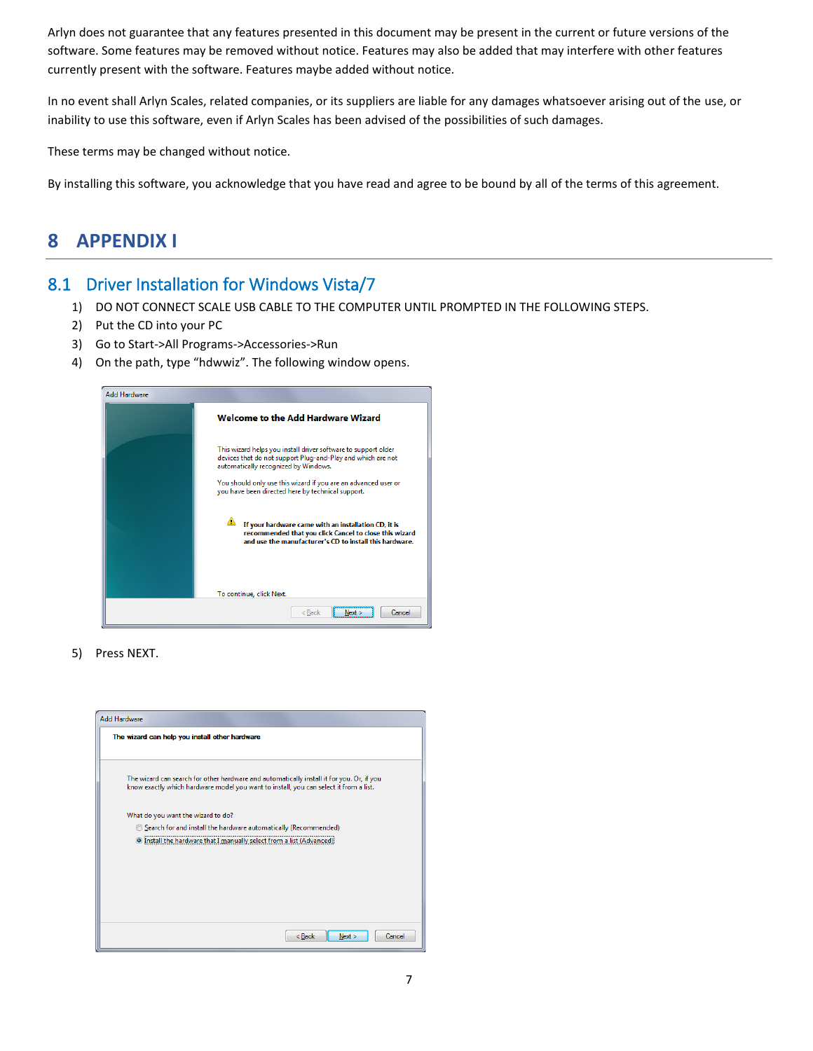Arlyn does not guarantee that any features presented in this document may be present in the current or future versions of the software. Some features may be removed without notice. Features may also be added that may interfere with other features currently present with the software. Features maybe added without notice.

In no event shall Arlyn Scales, related companies, or its suppliers are liable for any damages whatsoever arising out of the use, or inability to use this software, even if Arlyn Scales has been advised of the possibilities of such damages.

These terms may be changed without notice.

By installing this software, you acknowledge that you have read and agree to be bound by all of the terms of this agreement.

# 8 APPENDIX I

## 8.1 Driver Installation for Windows Vista/7

1) DO NOT CONNECT SCALE USB CABLE TO THE COMPUTER UNTIL PROMPTED IN THE FOLLOWING STEPS.
2) Put the CD into your PC
3) Go to Start->All Programs->Accessories->Run
4) On the path, type “hdwwiz”. The following window opens.

5) Press NEXT.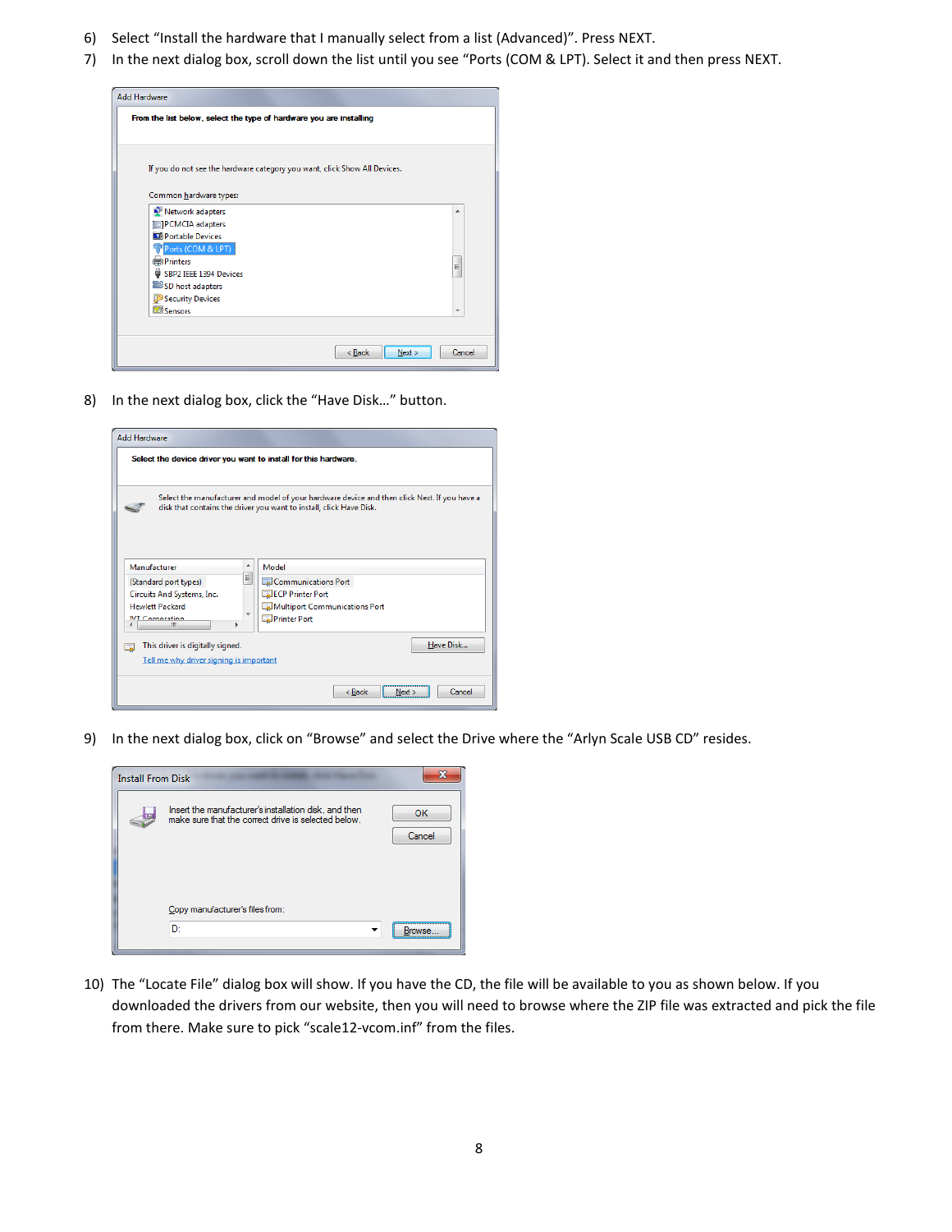6) Select "Install the hardware that I manually select from a list (Advanced)". Press NEXT.
7) In the next dialog box, scroll down the list until you see "Ports (COM & LPT). Select it and then press NEXT.

8) In the next dialog box, click the "Have Disk…" button.

9) In the next dialog box, click on "Browse" and select the Drive where the "Arlyn Scale USB CD" resides.

10) The "Locate File" dialog box will show. If you have the CD, the file will be available to you as shown below. If you downloaded the drivers from our website, then you will need to browse where the ZIP file was extracted and pick the file from there. Make sure to pick "scale12-vcom.inf" from the files.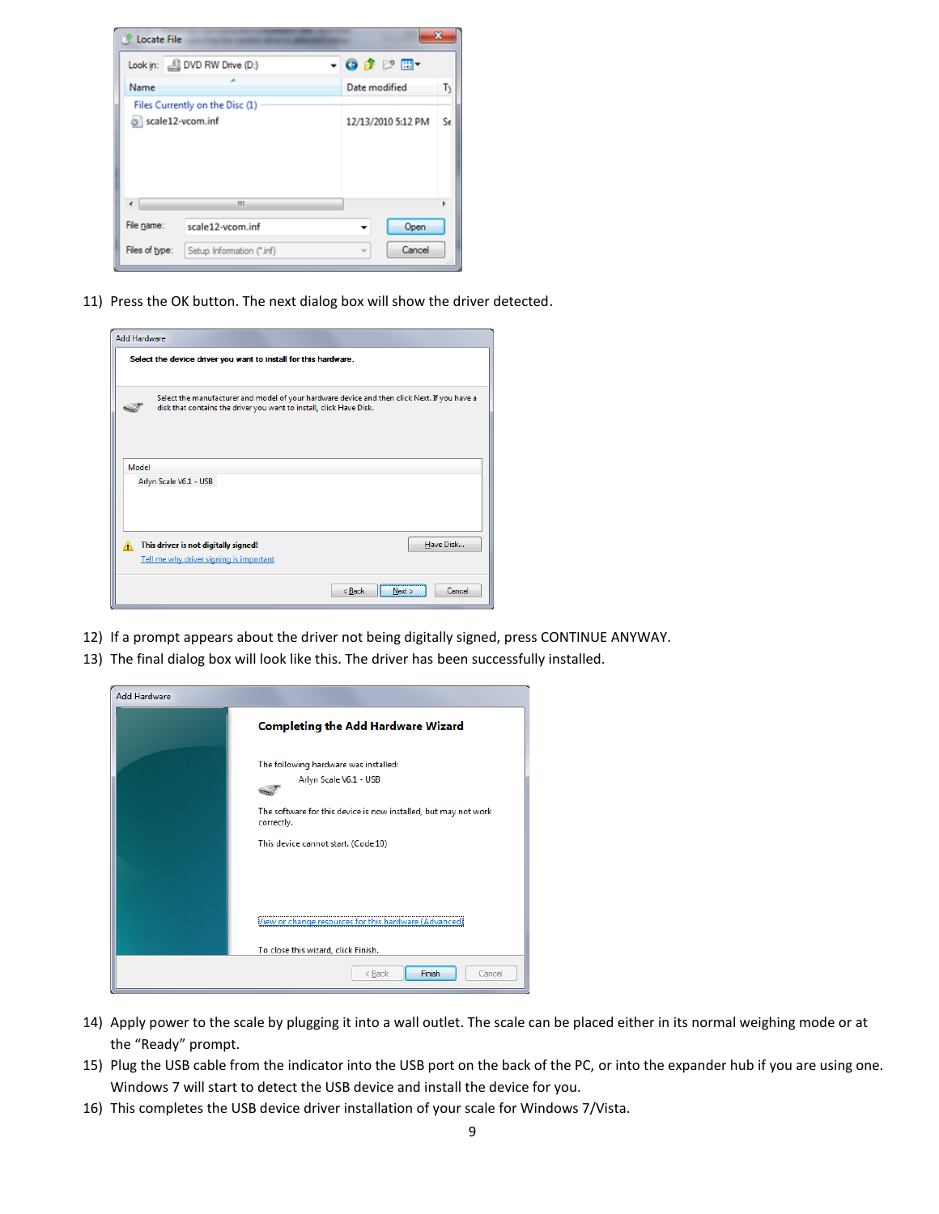11) Press the OK button. The next dialog box will show the driver detected.

12) If a prompt appears about the driver not being digitally signed, press CONTINUE ANYWAY.
13) The final dialog box will look like this. The driver has been successfully installed.

14) Apply power to the scale by plugging it into a wall outlet. The scale can be placed either in its normal weighing mode or at the "Ready" prompt.
15) Plug the USB cable from the indicator into the USB port on the back of the PC, or into the expander hub if you are using one. Windows 7 will start to detect the USB device and install the device for you.
16) This completes the USB device driver installation of your scale for Windows 7/Vista.